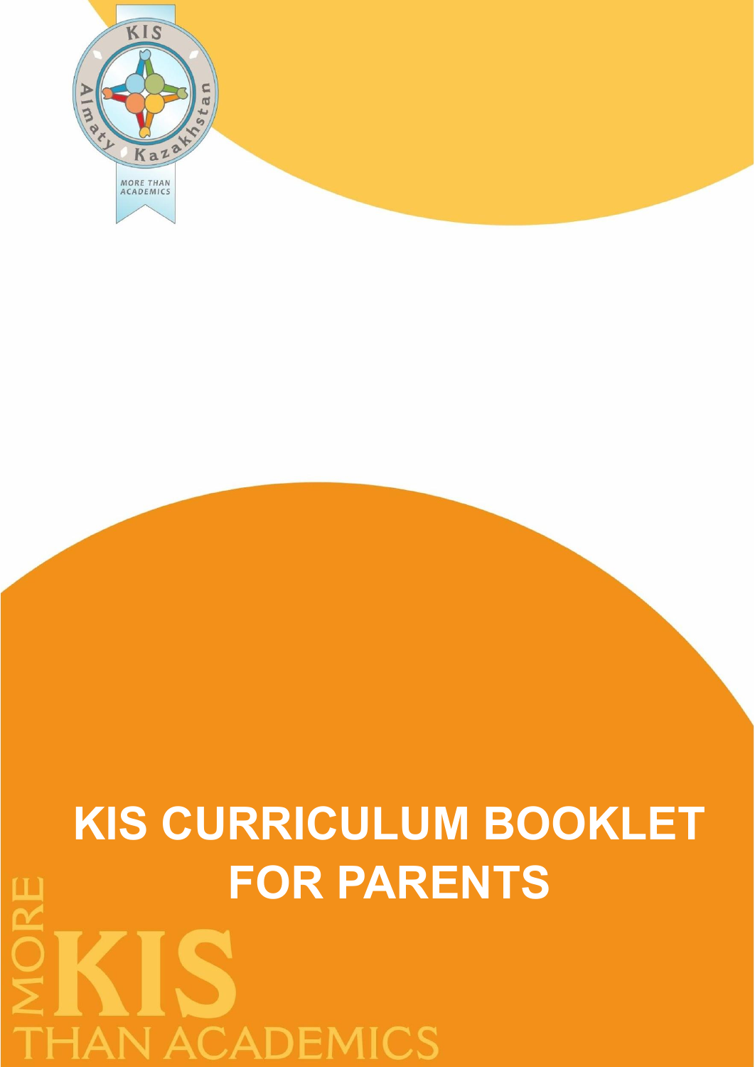# KIS CURRICULUM BOOKLET FOR PARENTS

MORE KIS THAN ACADEMICS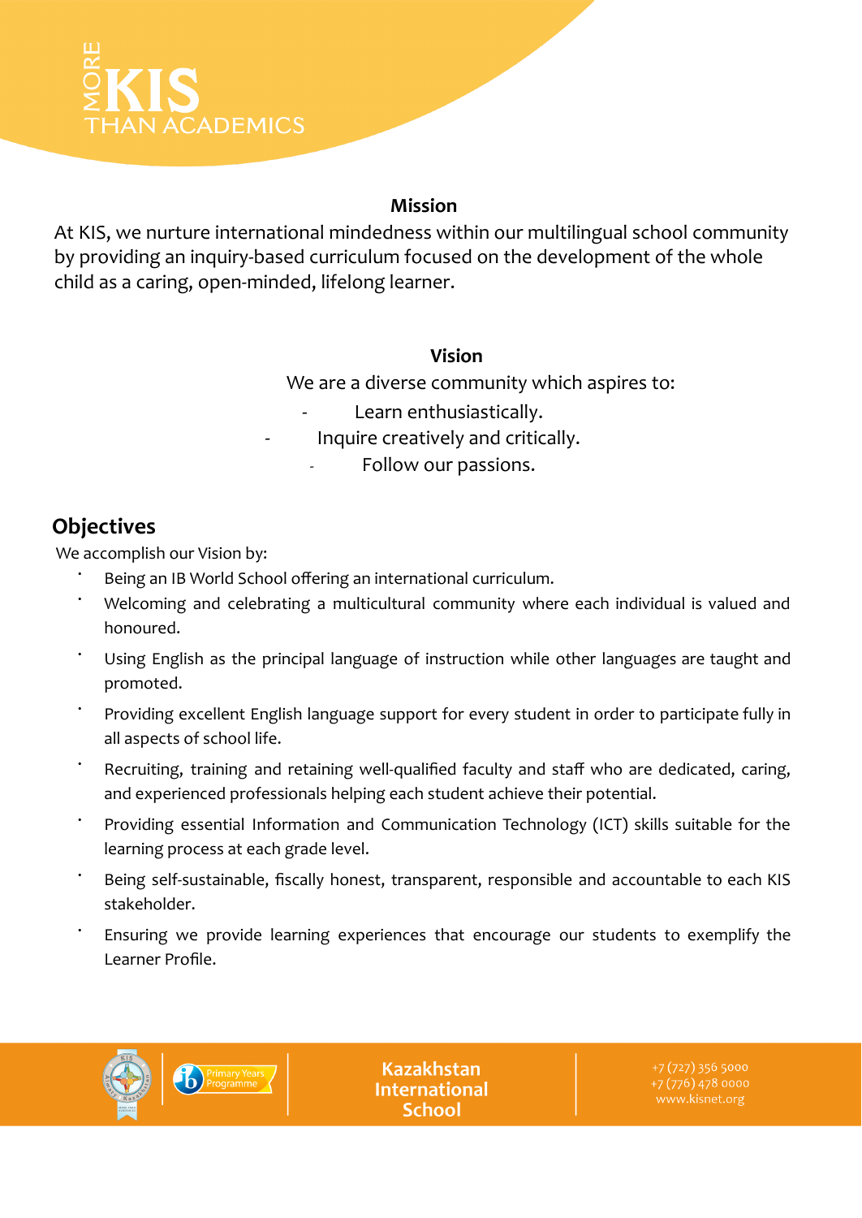## Mission

At KIS, we nurture international mindedness within our multilingual school community by providing an inquiry-based curriculum focused on the development of the whole child as a caring, open-minded, lifelong learner.

## Vision

We are a diverse community which aspires to:

- Learn enthusiastically.
- Inquire creatively and critically.
- Follow our passions.

## Objectives

We accomplish our Vision by:

- Being an IB World School offering an international curriculum.
- Welcoming and celebrating a multicultural community where each individual is valued and honoured.
- Using English as the principal language of instruction while other languages are taught and promoted.
- Providing excellent English language support for every student in order to participate fully in all aspects of school life.
- Recruiting, training and retaining well-qualified faculty and staff who are dedicated, caring, and experienced professionals helping each student achieve their potential.
- Providing essential Information and Communication Technology (ICT) skills suitable for the learning process at each grade level.
- Being self-sustainable, fiscally honest, transparent, responsible and accountable to each KIS stakeholder.
- Ensuring we provide learning experiences that encourage our students to exemplify the Learner Profile.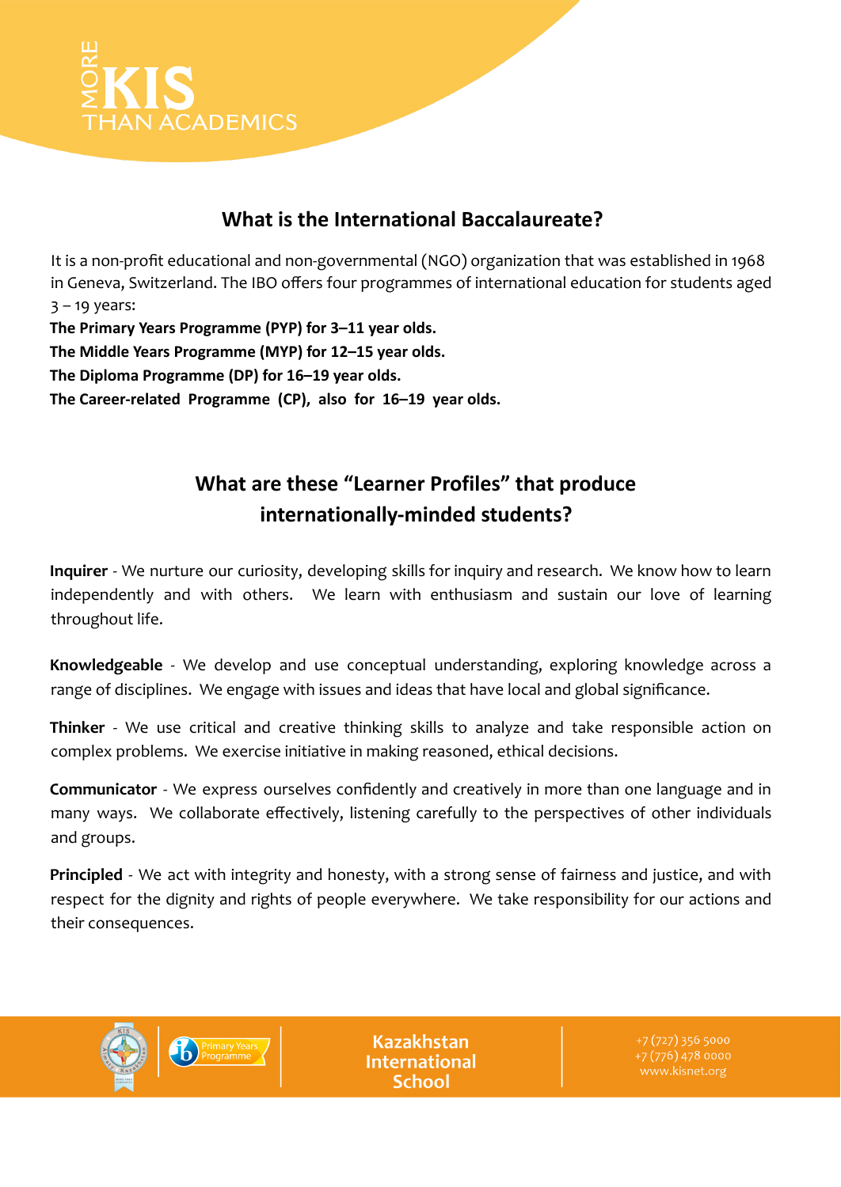## What is the International Baccalaureate?

It is a non-profit educational and non-governmental (NGO) organization that was established in 1968 in Geneva, Switzerland. The IBO offers four programmes of international education for students aged 3 – 19 years:

**The Primary Years Programme (PYP) for 3–11 year olds.**
**The Middle Years Programme (MYP) for 12–15 year olds.**
**The Diploma Programme (DP) for 16–19 year olds.**
**The Career-related Programme (CP), also for 16–19 year olds.**

## What are these "Learner Profiles" that produce internationally-minded students?

**Inquirer** - We nurture our curiosity, developing skills for inquiry and research. We know how to learn independently and with others. We learn with enthusiasm and sustain our love of learning throughout life.

**Knowledgeable** - We develop and use conceptual understanding, exploring knowledge across a range of disciplines. We engage with issues and ideas that have local and global significance.

**Thinker** - We use critical and creative thinking skills to analyze and take responsible action on complex problems. We exercise initiative in making reasoned, ethical decisions.

**Communicator** - We express ourselves confidently and creatively in more than one language and in many ways. We collaborate effectively, listening carefully to the perspectives of other individuals and groups.

**Principled** - We act with integrity and honesty, with a strong sense of fairness and justice, and with respect for the dignity and rights of people everywhere. We take responsibility for our actions and their consequences.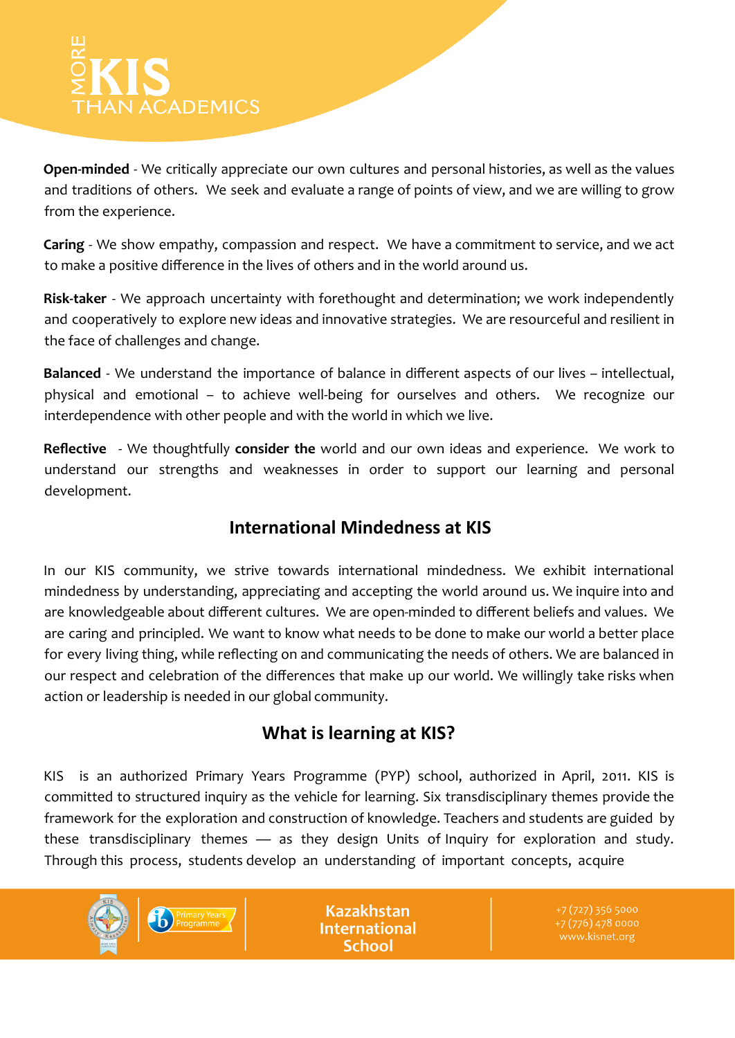**Open-minded** - We critically appreciate our own cultures and personal histories, as well as the values and traditions of others. We seek and evaluate a range of points of view, and we are willing to grow from the experience.

**Caring** - We show empathy, compassion and respect. We have a commitment to service, and we act to make a positive difference in the lives of others and in the world around us.

**Risk-taker** - We approach uncertainty with forethought and determination; we work independently and cooperatively to explore new ideas and innovative strategies. We are resourceful and resilient in the face of challenges and change.

**Balanced** - We understand the importance of balance in different aspects of our lives – intellectual, physical and emotional – to achieve well-being for ourselves and others. We recognize our interdependence with other people and with the world in which we live.

**Reflective** - We thoughtfully **consider the** world and our own ideas and experience. We work to understand our strengths and weaknesses in order to support our learning and personal development.

## International Mindedness at KIS

In our KIS community, we strive towards international mindedness. We exhibit international mindedness by understanding, appreciating and accepting the world around us. We inquire into and are knowledgeable about different cultures. We are open-minded to different beliefs and values. We are caring and principled. We want to know what needs to be done to make our world a better place for every living thing, while reflecting on and communicating the needs of others. We are balanced in our respect and celebration of the differences that make up our world. We willingly take risks when action or leadership is needed in our global community.

## What is learning at KIS?

KIS is an authorized Primary Years Programme (PYP) school, authorized in April, 2011. KIS is committed to structured inquiry as the vehicle for learning. Six transdisciplinary themes provide the framework for the exploration and construction of knowledge. Teachers and students are guided by these transdisciplinary themes — as they design Units of Inquiry for exploration and study. Through this process, students develop an understanding of important concepts, acquire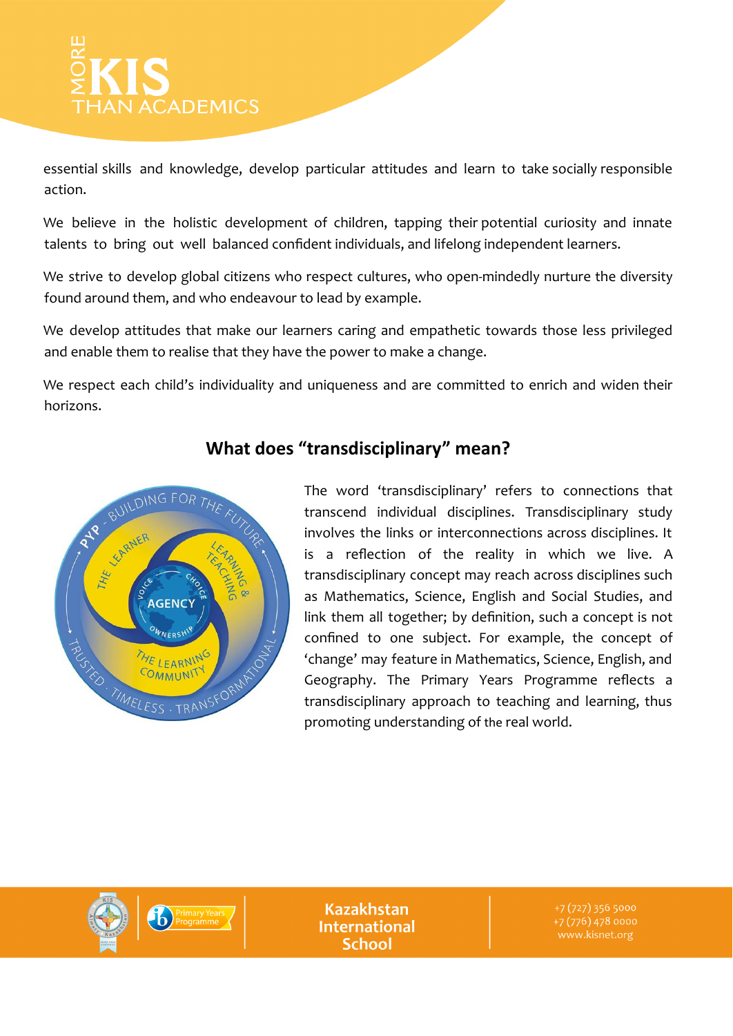essential skills and knowledge, develop particular attitudes and learn to take socially responsible action.

We believe in the holistic development of children, tapping their potential curiosity and innate talents to bring out well balanced confident individuals, and lifelong independent learners.

We strive to develop global citizens who respect cultures, who open-mindedly nurture the diversity found around them, and who endeavour to lead by example.

We develop attitudes that make our learners caring and empathetic towards those less privileged and enable them to realise that they have the power to make a change.

We respect each child's individuality and uniqueness and are committed to enrich and widen their horizons.

## What does "transdisciplinary" mean?

The word 'transdisciplinary' refers to connections that transcend individual disciplines. Transdisciplinary study involves the links or interconnections across disciplines. It is a reflection of the reality in which we live. A transdisciplinary concept may reach across disciplines such as Mathematics, Science, English and Social Studies, and link them all together; by definition, such a concept is not confined to one subject. For example, the concept of 'change' may feature in Mathematics, Science, English, and Geography. The Primary Years Programme reflects a transdisciplinary approach to teaching and learning, thus promoting understanding of the real world.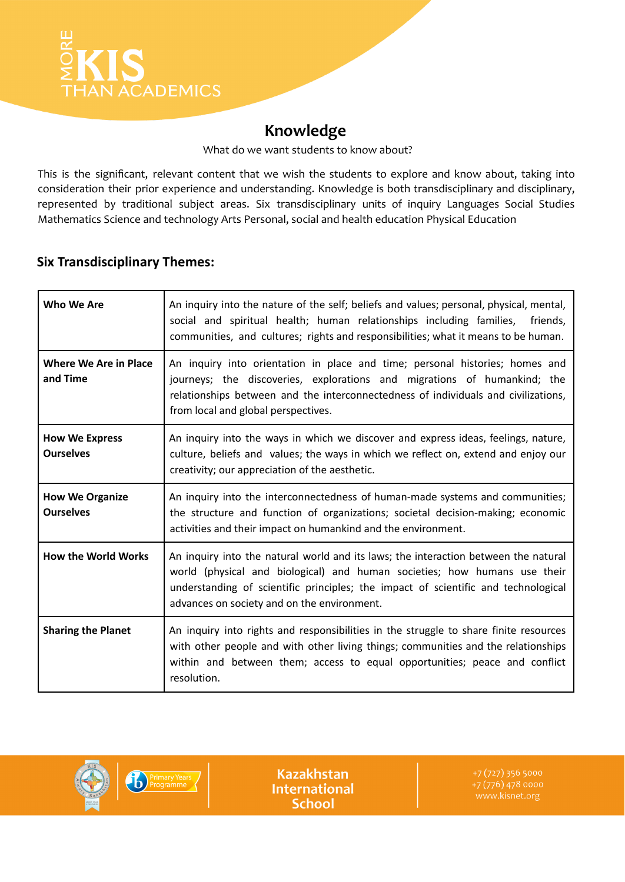# Knowledge

What do we want students to know about?

This is the significant, relevant content that we wish the students to explore and know about, taking into consideration their prior experience and understanding. Knowledge is both transdisciplinary and disciplinary, represented by traditional subject areas. Six transdisciplinary units of inquiry Languages Social Studies Mathematics Science and technology Arts Personal, social and health education Physical Education

## Six Transdisciplinary Themes:

| | |
|---|---|
| **Who We Are** | An inquiry into the nature of the self; beliefs and values; personal, physical, mental, social and spiritual health; human relationships including families, friends, communities, and cultures; rights and responsibilities; what it means to be human. |
| **Where We Are in Place and Time** | An inquiry into orientation in place and time; personal histories; homes and journeys; the discoveries, explorations and migrations of humankind; the relationships between and the interconnectedness of individuals and civilizations, from local and global perspectives. |
| **How We Express Ourselves** | An inquiry into the ways in which we discover and express ideas, feelings, nature, culture, beliefs and values; the ways in which we reflect on, extend and enjoy our creativity; our appreciation of the aesthetic. |
| **How We Organize Ourselves** | An inquiry into the interconnectedness of human-made systems and communities; the structure and function of organizations; societal decision-making; economic activities and their impact on humankind and the environment. |
| **How the World Works** | An inquiry into the natural world and its laws; the interaction between the natural world (physical and biological) and human societies; how humans use their understanding of scientific principles; the impact of scientific and technological advances on society and on the environment. |
| **Sharing the Planet** | An inquiry into rights and responsibilities in the struggle to share finite resources with other people and with other living things; communities and the relationships within and between them; access to equal opportunities; peace and conflict resolution. |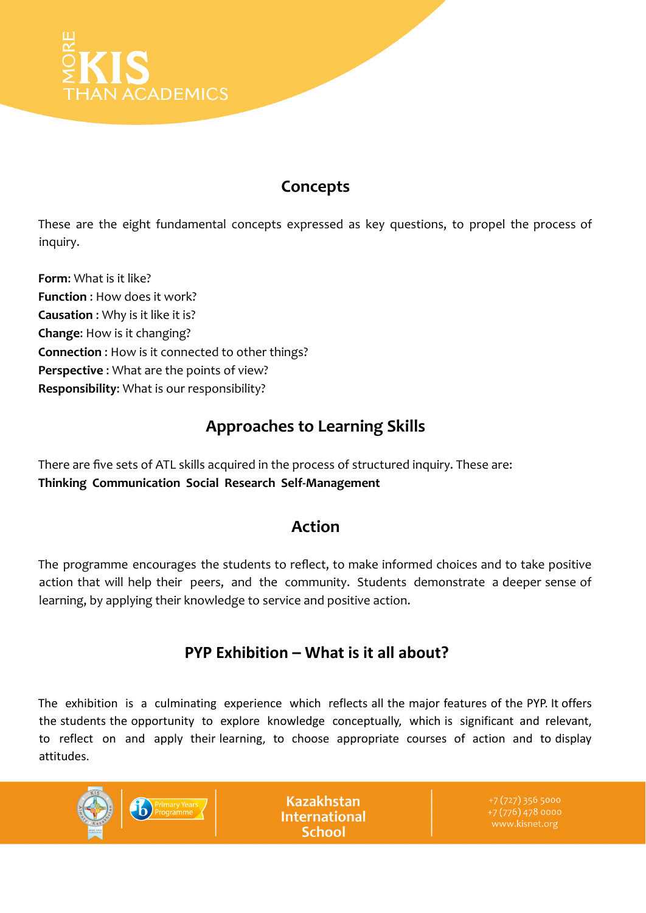## Concepts

These are the eight fundamental concepts expressed as key questions, to propel the process of inquiry.

**Form**: What is it like?  
**Function** : How does it work?  
**Causation** : Why is it like it is?  
**Change**: How is it changing?  
**Connection** : How is it connected to other things?  
**Perspective** : What are the points of view?  
**Responsibility**: What is our responsibility?

## Approaches to Learning Skills

There are five sets of ATL skills acquired in the process of structured inquiry. These are:  
**Thinking Communication Social Research Self-Management**

## Action

The programme encourages the students to reflect, to make informed choices and to take positive action that will help their peers, and the community. Students demonstrate a deeper sense of learning, by applying their knowledge to service and positive action.

## PYP Exhibition – What is it all about?

The exhibition is a culminating experience which reflects all the major features of the PYP. It offers the students the opportunity to explore knowledge conceptually, which is significant and relevant, to reflect on and apply their learning, to choose appropriate courses of action and to display attitudes.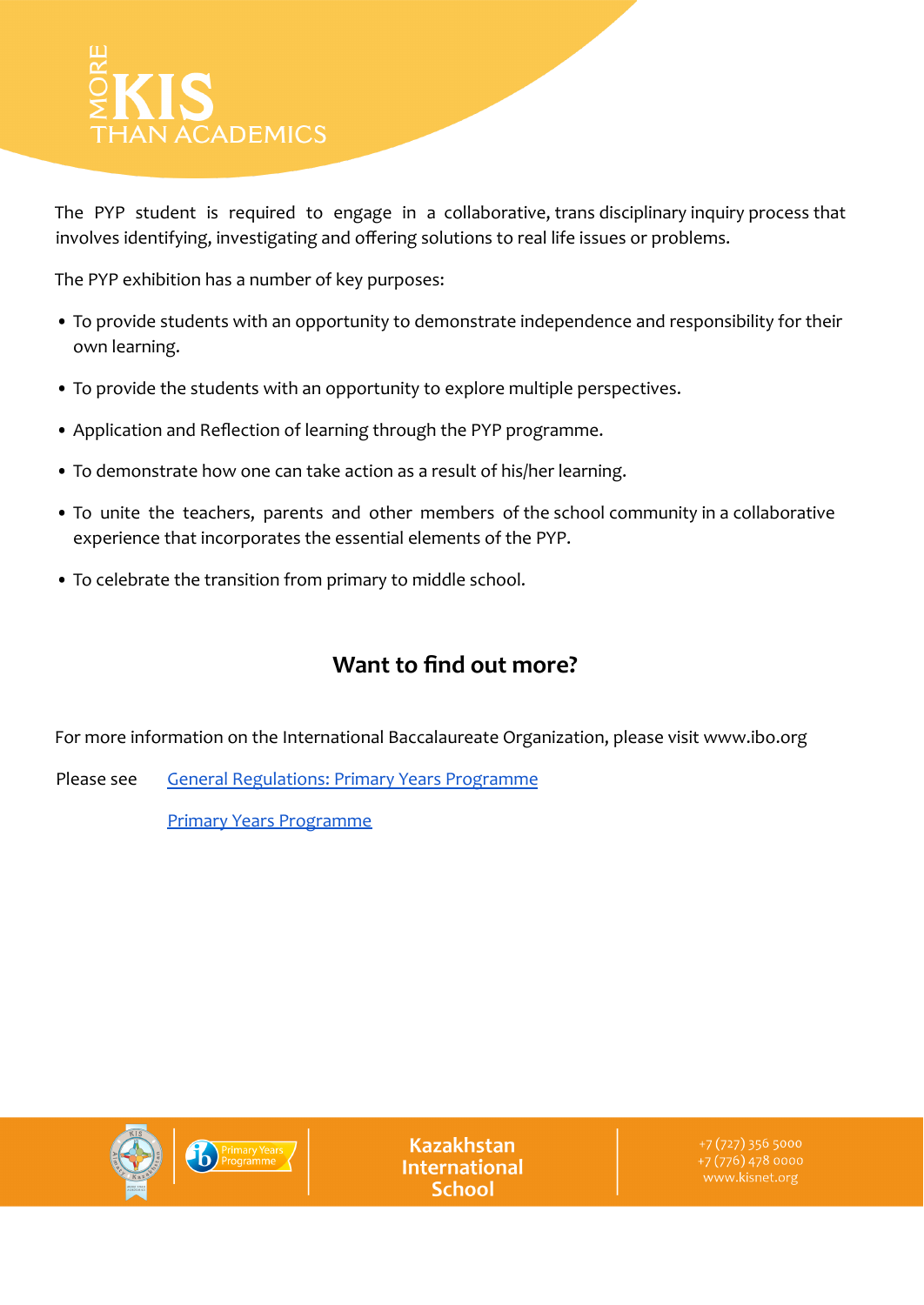The PYP student is required to engage in a collaborative, trans disciplinary inquiry process that involves identifying, investigating and offering solutions to real life issues or problems.

The PYP exhibition has a number of key purposes:

- To provide students with an opportunity to demonstrate independence and responsibility for their own learning.
- To provide the students with an opportunity to explore multiple perspectives.
- Application and Reflection of learning through the PYP programme.
- To demonstrate how one can take action as a result of his/her learning.
- To unite the teachers, parents and other members of the school community in a collaborative experience that incorporates the essential elements of the PYP.
- To celebrate the transition from primary to middle school.

## Want to find out more?

For more information on the International Baccalaureate Organization, please visit www.ibo.org

Please see General Regulations: Primary Years Programme

Primary Years Programme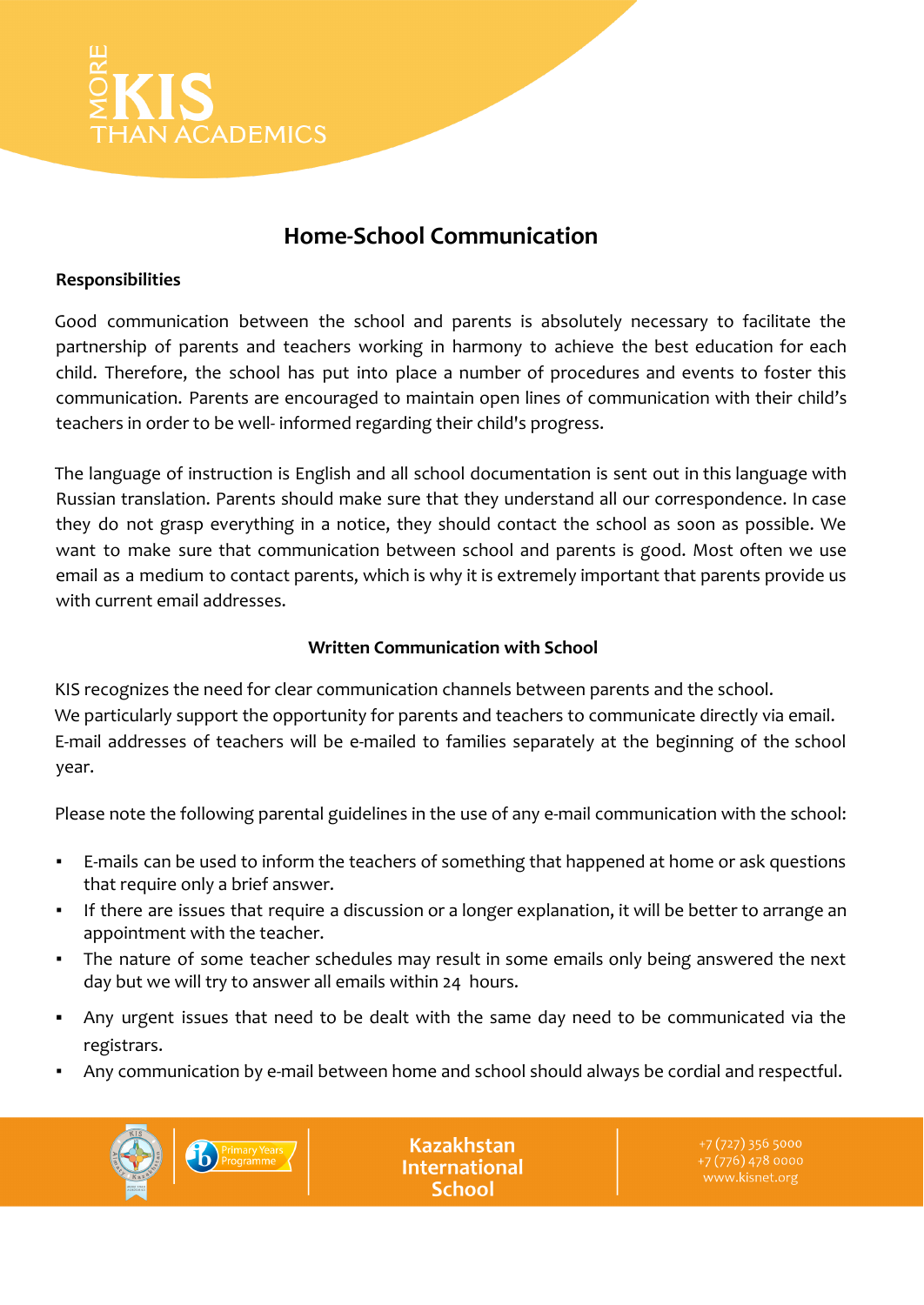## Home-School Communication

**Responsibilities**

Good communication between the school and parents is absolutely necessary to facilitate the partnership of parents and teachers working in harmony to achieve the best education for each child. Therefore, the school has put into place a number of procedures and events to foster this communication. Parents are encouraged to maintain open lines of communication with their child's teachers in order to be well- informed regarding their child's progress.

The language of instruction is English and all school documentation is sent out in this language with Russian translation. Parents should make sure that they understand all our correspondence. In case they do not grasp everything in a notice, they should contact the school as soon as possible. We want to make sure that communication between school and parents is good. Most often we use email as a medium to contact parents, which is why it is extremely important that parents provide us with current email addresses.

**Written Communication with School**

KIS recognizes the need for clear communication channels between parents and the school.
We particularly support the opportunity for parents and teachers to communicate directly via email.
E-mail addresses of teachers will be e-mailed to families separately at the beginning of the school year.

Please note the following parental guidelines in the use of any e-mail communication with the school:

- E-mails can be used to inform the teachers of something that happened at home or ask questions that require only a brief answer.
- If there are issues that require a discussion or a longer explanation, it will be better to arrange an appointment with the teacher.
- The nature of some teacher schedules may result in some emails only being answered the next day but we will try to answer all emails within 24 hours.
- Any urgent issues that need to be dealt with the same day need to be communicated via the registrars.
- Any communication by e-mail between home and school should always be cordial and respectful.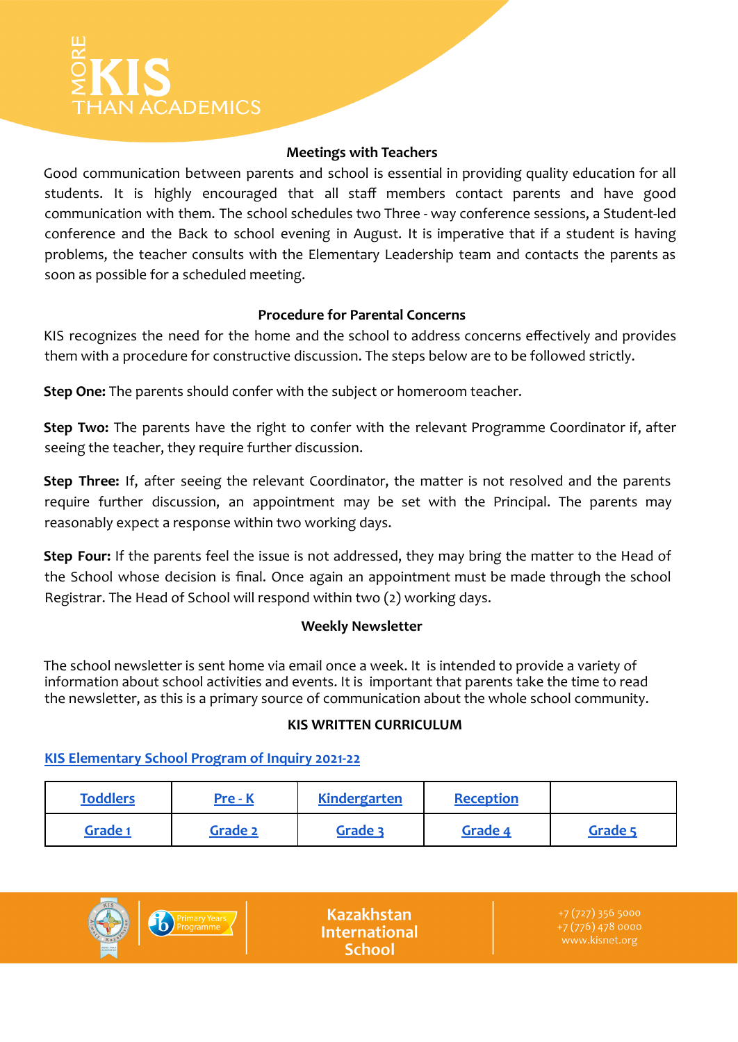### Meetings with Teachers

Good communication between parents and school is essential in providing quality education for all students. It is highly encouraged that all staff members contact parents and have good communication with them. The school schedules two Three - way conference sessions, a Student-led conference and the Back to school evening in August. It is imperative that if a student is having problems, the teacher consults with the Elementary Leadership team and contacts the parents as soon as possible for a scheduled meeting.

### Procedure for Parental Concerns

KIS recognizes the need for the home and the school to address concerns effectively and provides them with a procedure for constructive discussion. The steps below are to be followed strictly.

**Step One:** The parents should confer with the subject or homeroom teacher.

**Step Two:** The parents have the right to confer with the relevant Programme Coordinator if, after seeing the teacher, they require further discussion.

**Step Three:** If, after seeing the relevant Coordinator, the matter is not resolved and the parents require further discussion, an appointment may be set with the Principal. The parents may reasonably expect a response within two working days.

**Step Four:** If the parents feel the issue is not addressed, they may bring the matter to the Head of the School whose decision is final. Once again an appointment must be made through the school Registrar. The Head of School will respond within two (2) working days.

### Weekly Newsletter

The school newsletter is sent home via email once a week. It is intended to provide a variety of information about school activities and events. It is important that parents take the time to read the newsletter, as this is a primary source of communication about the whole school community.

### KIS WRITTEN CURRICULUM

KIS Elementary School Program of Inquiry 2021-22

| | | | | |
|---|---|---|---|---|
| Toddlers | Pre - K | Kindergarten | Reception | |
| Grade 1 | Grade 2 | Grade 3 | Grade 4 | Grade 5 |